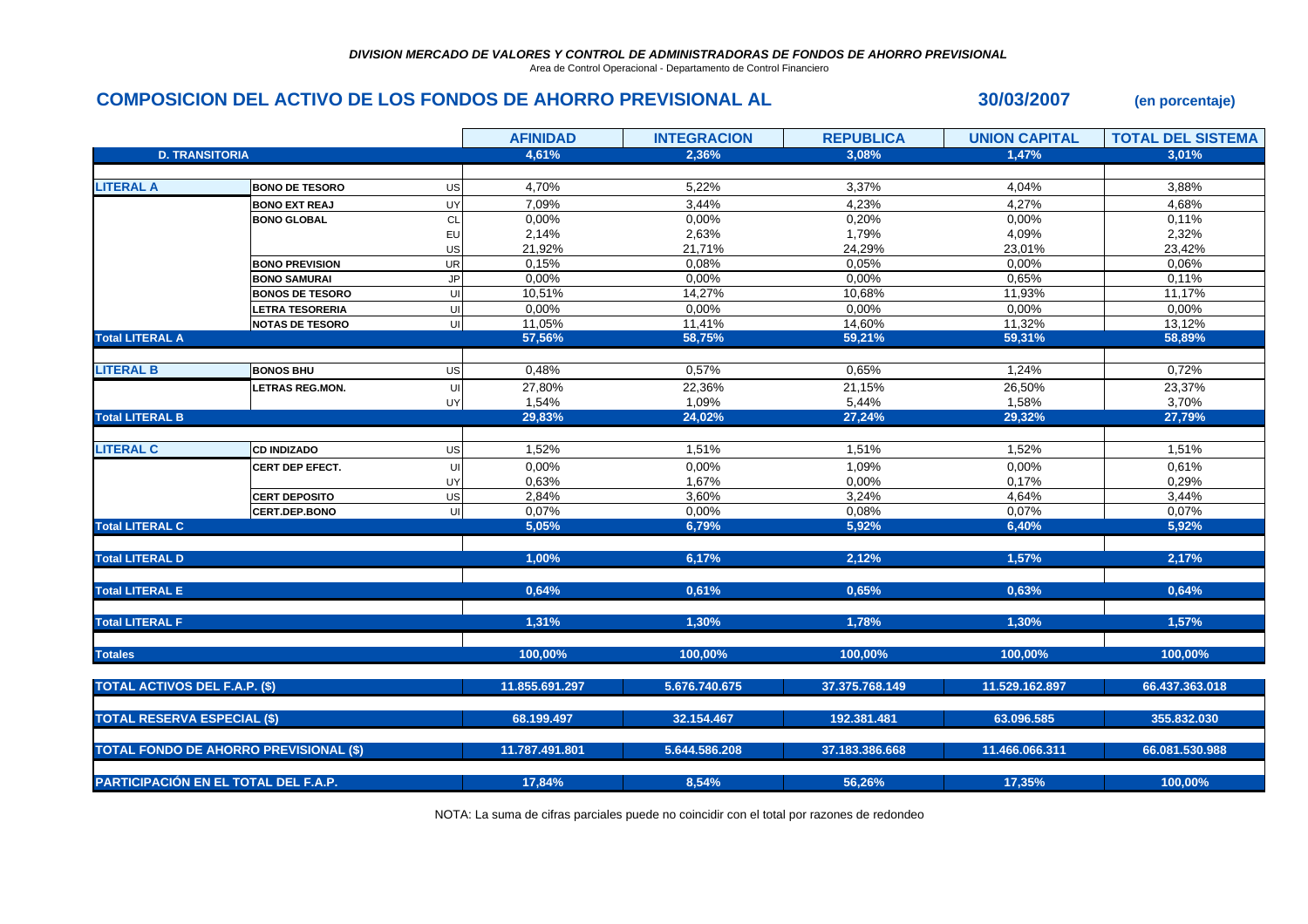*DIVISION MERCADO DE VALORES Y CONTROL DE ADMINISTRADORAS DE FONDOS DE AHORRO PREVISIONAL*

Area de Control Operacional - Departamento de Control Financiero

## COMPOSICION DEL ACTIVO DE LOS FONDOS DE AHORRO PREVISIONAL AL 30/03/2007 (en porcentaje)

| | | | AFINIDAD | INTEGRACION | REPUBLICA | UNION CAPITAL | TOTAL DEL SISTEMA |
|---|---|---|---|---|---|---|---|
| **D. TRANSITORIA** | | | **4,61%** | **2,36%** | **3,08%** | **1,47%** | **3,01%** |
| **LITERAL A** | **BONO DE TESORO** | US | 4,70% | 5,22% | 3,37% | 4,04% | 3,88% |
| | **BONO EXT REAJ** | UY | 7,09% | 3,44% | 4,23% | 4,27% | 4,68% |
| | **BONO GLOBAL** | CL | 0,00% | 0,00% | 0,20% | 0,00% | 0,11% |
| | | EU | 2,14% | 2,63% | 1,79% | 4,09% | 2,32% |
| | | US | 21,92% | 21,71% | 24,29% | 23,01% | 23,42% |
| | **BONO PREVISION** | UR | 0,15% | 0,08% | 0,05% | 0,00% | 0,06% |
| | **BONO SAMURAI** | JP | 0,00% | 0,00% | 0,00% | 0,65% | 0,11% |
| | **BONOS DE TESORO** | UI | 10,51% | 14,27% | 10,68% | 11,93% | 11,17% |
| | **LETRA TESORERIA** | UI | 0,00% | 0,00% | 0,00% | 0,00% | 0,00% |
| | **NOTAS DE TESORO** | UI | 11,05% | 11,41% | 14,60% | 11,32% | 13,12% |
| **Total LITERAL A** | | | **57,56%** | **58,75%** | **59,21%** | **59,31%** | **58,89%** |
| **LITERAL B** | **BONOS BHU** | US | 0,48% | 0,57% | 0,65% | 1,24% | 0,72% |
| | **LETRAS REG.MON.** | UI | 27,80% | 22,36% | 21,15% | 26,50% | 23,37% |
| | | UY | 1,54% | 1,09% | 5,44% | 1,58% | 3,70% |
| **Total LITERAL B** | | | **29,83%** | **24,02%** | **27,24%** | **29,32%** | **27,79%** |
| **LITERAL C** | **CD INDIZADO** | US | 1,52% | 1,51% | 1,51% | 1,52% | 1,51% |
| | **CERT DEP EFECT.** | UI | 0,00% | 0,00% | 1,09% | 0,00% | 0,61% |
| | | UY | 0,63% | 1,67% | 0,00% | 0,17% | 0,29% |
| | **CERT DEPOSITO** | US | 2,84% | 3,60% | 3,24% | 4,64% | 3,44% |
| | **CERT.DEP.BONO** | UI | 0,07% | 0,00% | 0,08% | 0,07% | 0,07% |
| **Total LITERAL C** | | | **5,05%** | **6,79%** | **5,92%** | **6,40%** | **5,92%** |
| **Total LITERAL D** | | | **1,00%** | **6,17%** | **2,12%** | **1,57%** | **2,17%** |
| **Total LITERAL E** | | | **0,64%** | **0,61%** | **0,65%** | **0,63%** | **0,64%** |
| **Total LITERAL F** | | | **1,31%** | **1,30%** | **1,78%** | **1,30%** | **1,57%** |
| **Totales** | | | **100,00%** | **100,00%** | **100,00%** | **100,00%** | **100,00%** |
| **TOTAL ACTIVOS DEL F.A.P. ($)** | | | **11.855.691.297** | **5.676.740.675** | **37.375.768.149** | **11.529.162.897** | **66.437.363.018** |
| **TOTAL RESERVA ESPECIAL ($)** | | | **68.199.497** | **32.154.467** | **192.381.481** | **63.096.585** | **355.832.030** |
| **TOTAL FONDO DE AHORRO PREVISIONAL ($)** | | | **11.787.491.801** | **5.644.586.208** | **37.183.386.668** | **11.466.066.311** | **66.081.530.988** |
| **PARTICIPACIÓN EN EL TOTAL DEL F.A.P.** | | | **17,84%** | **8,54%** | **56,26%** | **17,35%** | **100,00%** |

NOTA: La suma de cifras parciales puede no coincidir con el total por razones de redondeo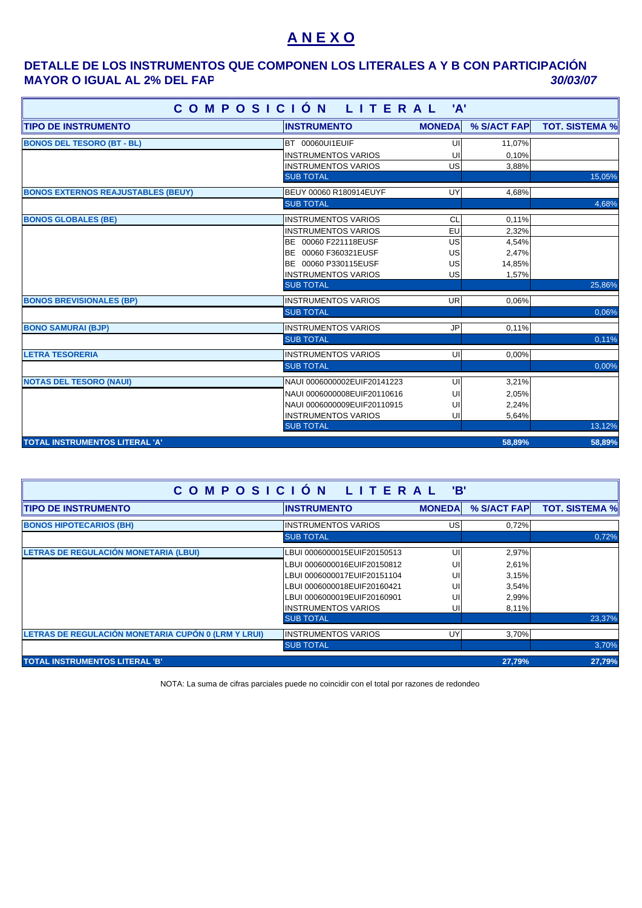# ANEXO

## DETALLE DE LOS INSTRUMENTOS QUE COMPONEN LOS LITERALES A Y B CON PARTICIPACIÓN MAYOR O IGUAL AL 2% DEL FAP

*30/03/07*

### COMPOSICIÓN LITERAL 'A'

| TIPO DE INSTRUMENTO | INSTRUMENTO | MONEDA | % S/ACT FAP | TOT. SISTEMA % |
|---|---|---|---|---|
| BONOS DEL TESORO (BT - BL) | BT 00060UI1EUIF | UI | 11,07% | |
| | INSTRUMENTOS VARIOS | UI | 0,10% | |
| | INSTRUMENTOS VARIOS | US | 3,88% | |
| | SUB TOTAL | | | 15,05% |
| BONOS EXTERNOS REAJUSTABLES (BEUY) | BEUY 00060 R180914EUYF | UY | 4,68% | |
| | SUB TOTAL | | | 4,68% |
| BONOS GLOBALES (BE) | INSTRUMENTOS VARIOS | CL | 0,11% | |
| | INSTRUMENTOS VARIOS | EU | 2,32% | |
| | BE 00060 F221118EUSF | US | 4,54% | |
| | BE 00060 F360321EUSF | US | 2,47% | |
| | BE 00060 P330115EUSF | US | 14,85% | |
| | INSTRUMENTOS VARIOS | US | 1,57% | |
| | SUB TOTAL | | | 25,86% |
| BONOS BREVISIONALES (BP) | INSTRUMENTOS VARIOS | UR | 0,06% | |
| | SUB TOTAL | | | 0,06% |
| BONO SAMURAI (BJP) | INSTRUMENTOS VARIOS | JP | 0,11% | |
| | SUB TOTAL | | | 0,11% |
| LETRA TESORERIA | INSTRUMENTOS VARIOS | UI | 0,00% | |
| | SUB TOTAL | | | 0,00% |
| NOTAS DEL TESORO (NAUI) | NAUI 0006000002EUIF20141223 | UI | 3,21% | |
| | NAUI 0006000008EUIF20110616 | UI | 2,05% | |
| | NAUI 0006000009EUIF20110915 | UI | 2,24% | |
| | INSTRUMENTOS VARIOS | UI | 5,64% | |
| | SUB TOTAL | | | 13,12% |
| TOTAL INSTRUMENTOS LITERAL 'A' | | | 58,89% | 58,89% |

### COMPOSICIÓN LITERAL 'B'

| TIPO DE INSTRUMENTO | INSTRUMENTO | MONEDA | % S/ACT FAP | TOT. SISTEMA % |
|---|---|---|---|---|
| BONOS HIPOTECARIOS (BH) | INSTRUMENTOS VARIOS | US | 0,72% | |
| | SUB TOTAL | | | 0,72% |
| LETRAS DE REGULACIÓN MONETARIA (LBUI) | LBUI 0006000015EUIF20150513 | UI | 2,97% | |
| | LBUI 0006000016EUIF20150812 | UI | 2,61% | |
| | LBUI 0006000017EUIF20151104 | UI | 3,15% | |
| | LBUI 0006000018EUIF20160421 | UI | 3,54% | |
| | LBUI 0006000019EUIF20160901 | UI | 2,99% | |
| | INSTRUMENTOS VARIOS | UI | 8,11% | |
| | SUB TOTAL | | | 23,37% |
| LETRAS DE REGULACIÓN MONETARIA CUPÓN 0 (LRM Y LRUI) | INSTRUMENTOS VARIOS | UY | 3,70% | |
| | SUB TOTAL | | | 3,70% |
| TOTAL INSTRUMENTOS LITERAL 'B' | | | 27,79% | 27,79% |

NOTA: La suma de cifras parciales puede no coincidir con el total por razones de redondeo